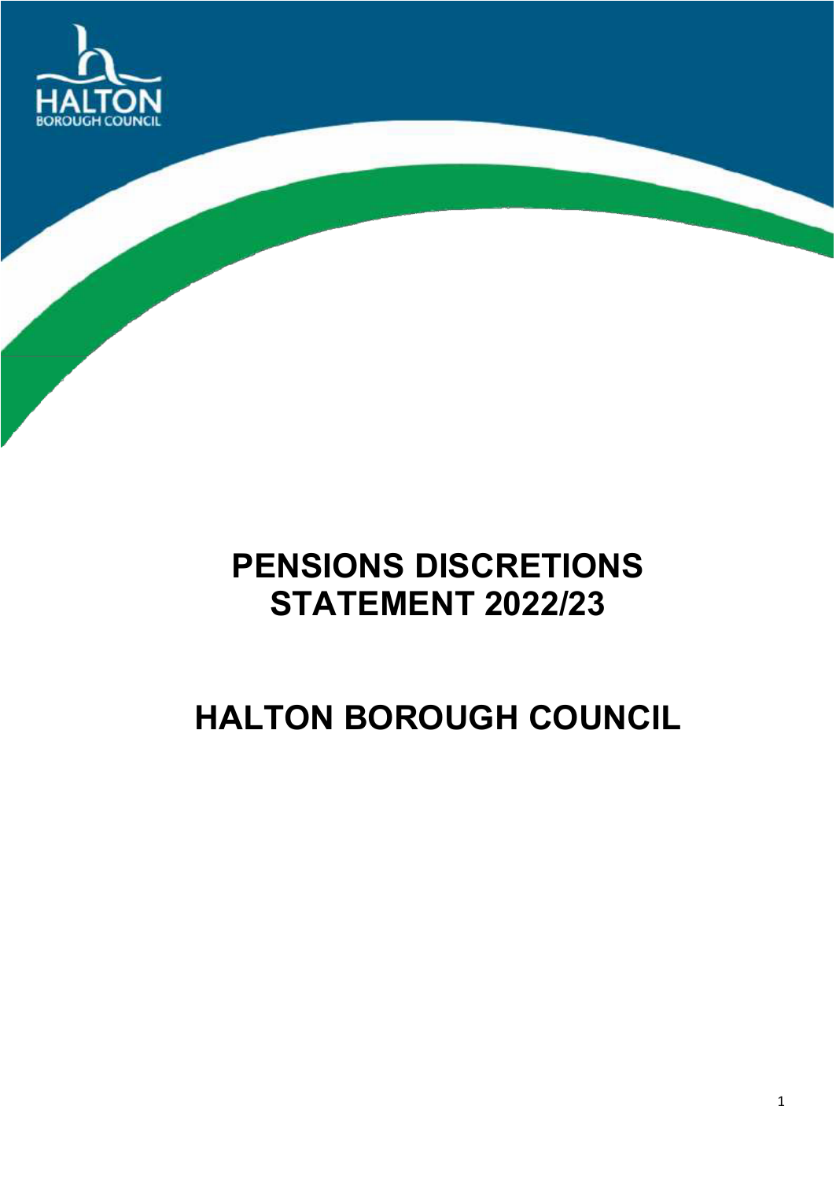# PENSIONS DISCRETIONS STATEMENT 2022/23

# HALTON BOROUGH COUNCIL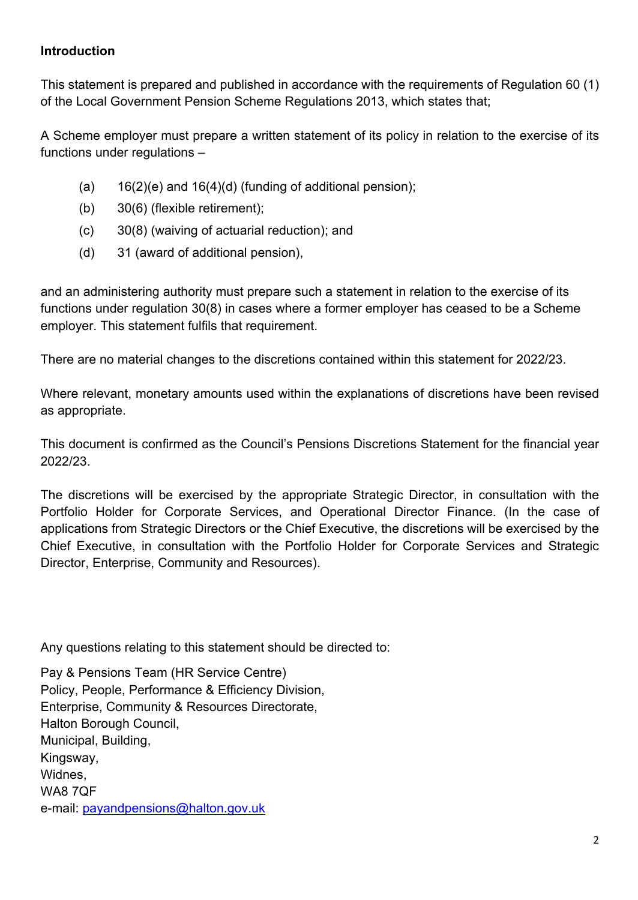**Introduction**

This statement is prepared and published in accordance with the requirements of Regulation 60 (1) of the Local Government Pension Scheme Regulations 2013, which states that;

A Scheme employer must prepare a written statement of its policy in relation to the exercise of its functions under regulations –

- (a) 16(2)(e) and 16(4)(d) (funding of additional pension);
- (b) 30(6) (flexible retirement);
- (c) 30(8) (waiving of actuarial reduction); and
- (d) 31 (award of additional pension),

and an administering authority must prepare such a statement in relation to the exercise of its functions under regulation 30(8) in cases where a former employer has ceased to be a Scheme employer. This statement fulfils that requirement.

There are no material changes to the discretions contained within this statement for 2022/23.

Where relevant, monetary amounts used within the explanations of discretions have been revised as appropriate.

This document is confirmed as the Council's Pensions Discretions Statement for the financial year 2022/23.

The discretions will be exercised by the appropriate Strategic Director, in consultation with the Portfolio Holder for Corporate Services, and Operational Director Finance. (In the case of applications from Strategic Directors or the Chief Executive, the discretions will be exercised by the Chief Executive, in consultation with the Portfolio Holder for Corporate Services and Strategic Director, Enterprise, Community and Resources).

Any questions relating to this statement should be directed to:

Pay & Pensions Team (HR Service Centre)  
Policy, People, Performance & Efficiency Division,  
Enterprise, Community & Resources Directorate,  
Halton Borough Council,  
Municipal, Building,  
Kingsway,  
Widnes,  
WA8 7QF  
e-mail: payandpensions@halton.gov.uk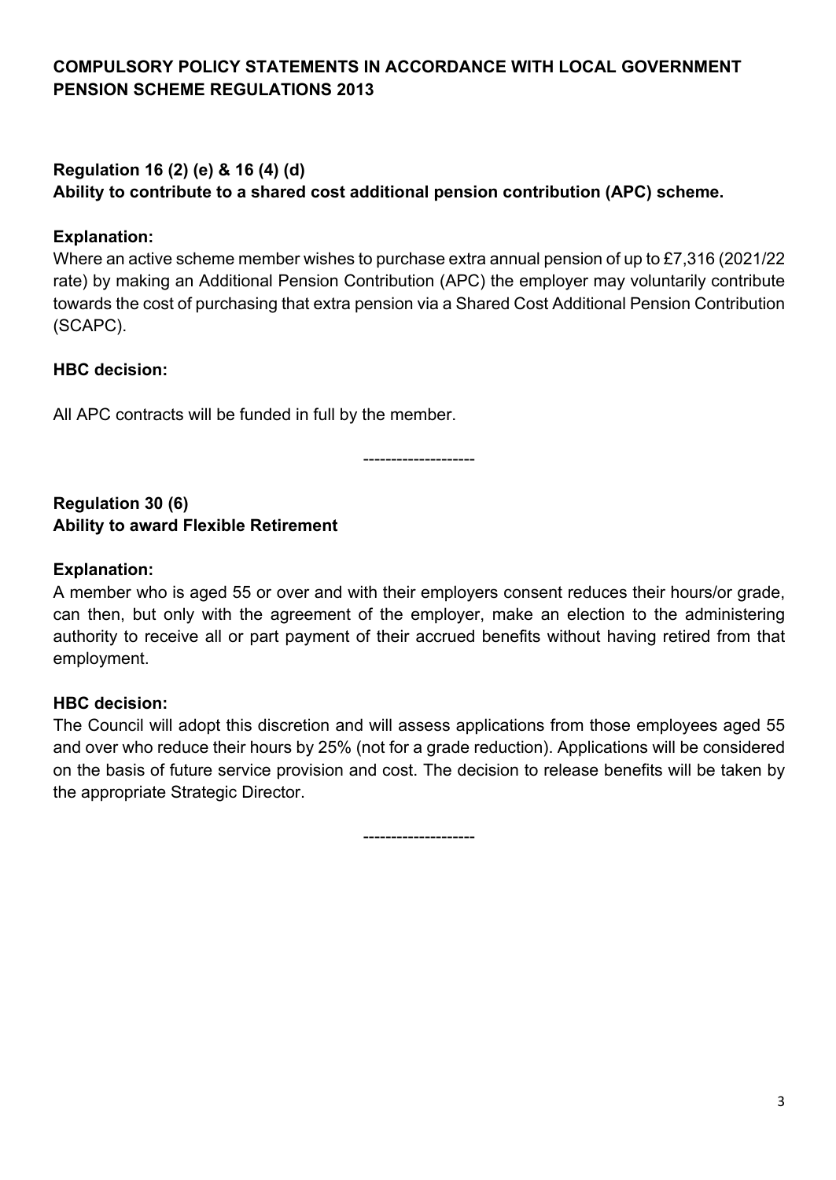## COMPULSORY POLICY STATEMENTS IN ACCORDANCE WITH LOCAL GOVERNMENT PENSION SCHEME REGULATIONS 2013

### Regulation 16 (2) (e) & 16 (4) (d)
### Ability to contribute to a shared cost additional pension contribution (APC) scheme.

**Explanation:**

Where an active scheme member wishes to purchase extra annual pension of up to £7,316 (2021/22 rate) by making an Additional Pension Contribution (APC) the employer may voluntarily contribute towards the cost of purchasing that extra pension via a Shared Cost Additional Pension Contribution (SCAPC).

**HBC decision:**

All APC contracts will be funded in full by the member.

--------------------

### Regulation 30 (6)
### Ability to award Flexible Retirement

**Explanation:**

A member who is aged 55 or over and with their employers consent reduces their hours/or grade, can then, but only with the agreement of the employer, make an election to the administering authority to receive all or part payment of their accrued benefits without having retired from that employment.

**HBC decision:**

The Council will adopt this discretion and will assess applications from those employees aged 55 and over who reduce their hours by 25% (not for a grade reduction). Applications will be considered on the basis of future service provision and cost. The decision to release benefits will be taken by the appropriate Strategic Director.

--------------------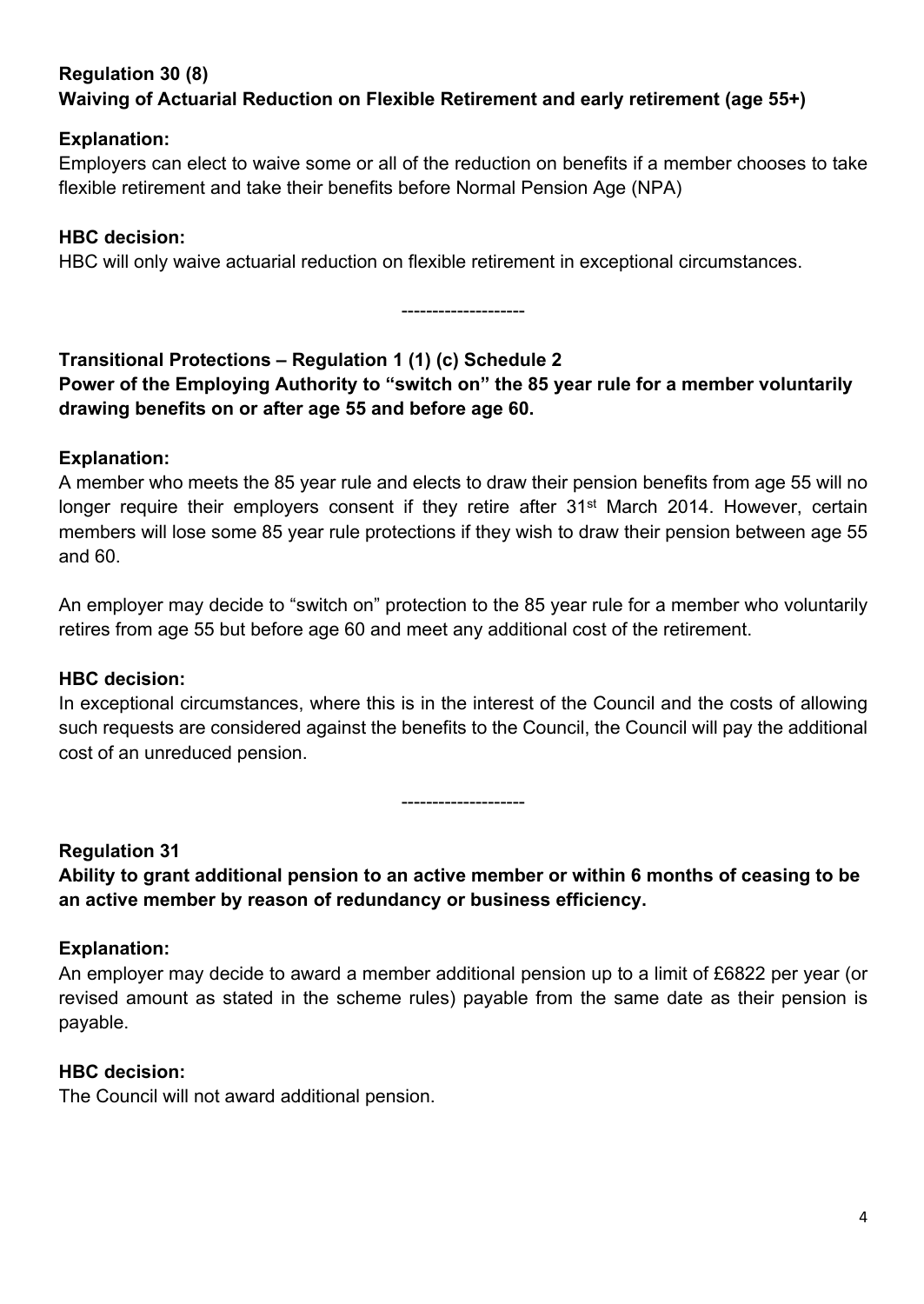**Regulation 30 (8)**
**Waiving of Actuarial Reduction on Flexible Retirement and early retirement (age 55+)**

**Explanation:**
Employers can elect to waive some or all of the reduction on benefits if a member chooses to take flexible retirement and take their benefits before Normal Pension Age (NPA)

**HBC decision:**
HBC will only waive actuarial reduction on flexible retirement in exceptional circumstances.

--------------------

**Transitional Protections – Regulation 1 (1) (c) Schedule 2**
**Power of the Employing Authority to "switch on" the 85 year rule for a member voluntarily drawing benefits on or after age 55 and before age 60.**

**Explanation:**
A member who meets the 85 year rule and elects to draw their pension benefits from age 55 will no longer require their employers consent if they retire after 31st March 2014. However, certain members will lose some 85 year rule protections if they wish to draw their pension between age 55 and 60.

An employer may decide to "switch on" protection to the 85 year rule for a member who voluntarily retires from age 55 but before age 60 and meet any additional cost of the retirement.

**HBC decision:**
In exceptional circumstances, where this is in the interest of the Council and the costs of allowing such requests are considered against the benefits to the Council, the Council will pay the additional cost of an unreduced pension.

--------------------

**Regulation 31**
**Ability to grant additional pension to an active member or within 6 months of ceasing to be an active member by reason of redundancy or business efficiency.**

**Explanation:**
An employer may decide to award a member additional pension up to a limit of £6822 per year (or revised amount as stated in the scheme rules) payable from the same date as their pension is payable.

**HBC decision:**
The Council will not award additional pension.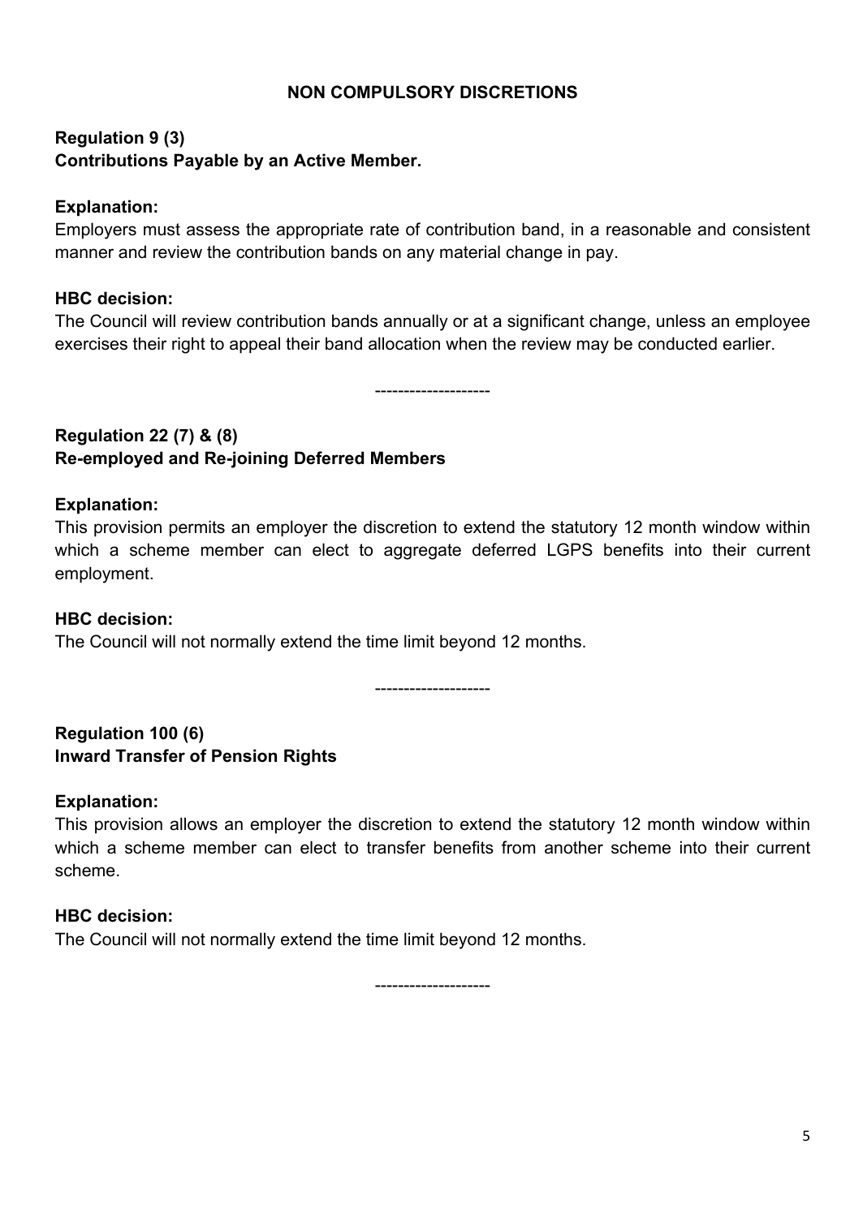## NON COMPULSORY DISCRETIONS

**Regulation 9 (3)**
**Contributions Payable by an Active Member.**

**Explanation:**
Employers must assess the appropriate rate of contribution band, in a reasonable and consistent manner and review the contribution bands on any material change in pay.

**HBC decision:**
The Council will review contribution bands annually or at a significant change, unless an employee exercises their right to appeal their band allocation when the review may be conducted earlier.

--------------------

**Regulation 22 (7) & (8)**
**Re-employed and Re-joining Deferred Members**

**Explanation:**
This provision permits an employer the discretion to extend the statutory 12 month window within which a scheme member can elect to aggregate deferred LGPS benefits into their current employment.

**HBC decision:**
The Council will not normally extend the time limit beyond 12 months.

--------------------

**Regulation 100 (6)**
**Inward Transfer of Pension Rights**

**Explanation:**
This provision allows an employer the discretion to extend the statutory 12 month window within which a scheme member can elect to transfer benefits from another scheme into their current scheme.

**HBC decision:**
The Council will not normally extend the time limit beyond 12 months.

--------------------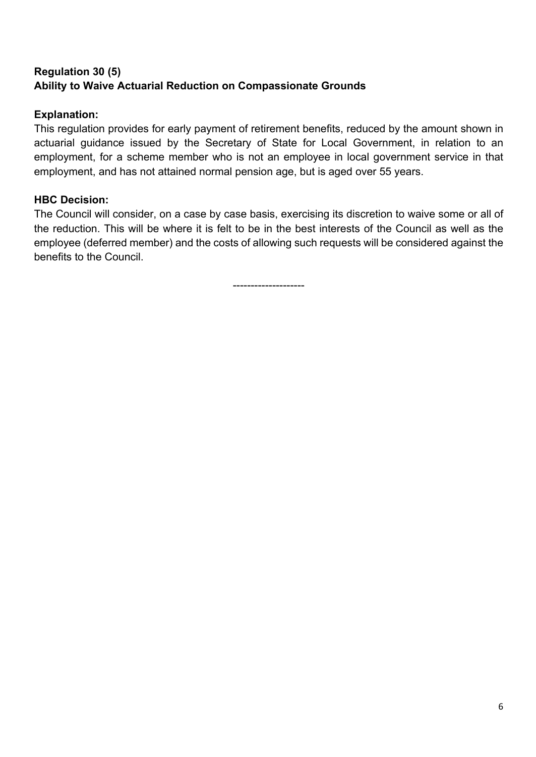**Regulation 30 (5)**
**Ability to Waive Actuarial Reduction on Compassionate Grounds**

**Explanation:**
This regulation provides for early payment of retirement benefits, reduced by the amount shown in actuarial guidance issued by the Secretary of State for Local Government, in relation to an employment, for a scheme member who is not an employee in local government service in that employment, and has not attained normal pension age, but is aged over 55 years.

**HBC Decision:**
The Council will consider, on a case by case basis, exercising its discretion to waive some or all of the reduction. This will be where it is felt to be in the best interests of the Council as well as the employee (deferred member) and the costs of allowing such requests will be considered against the benefits to the Council.

--------------------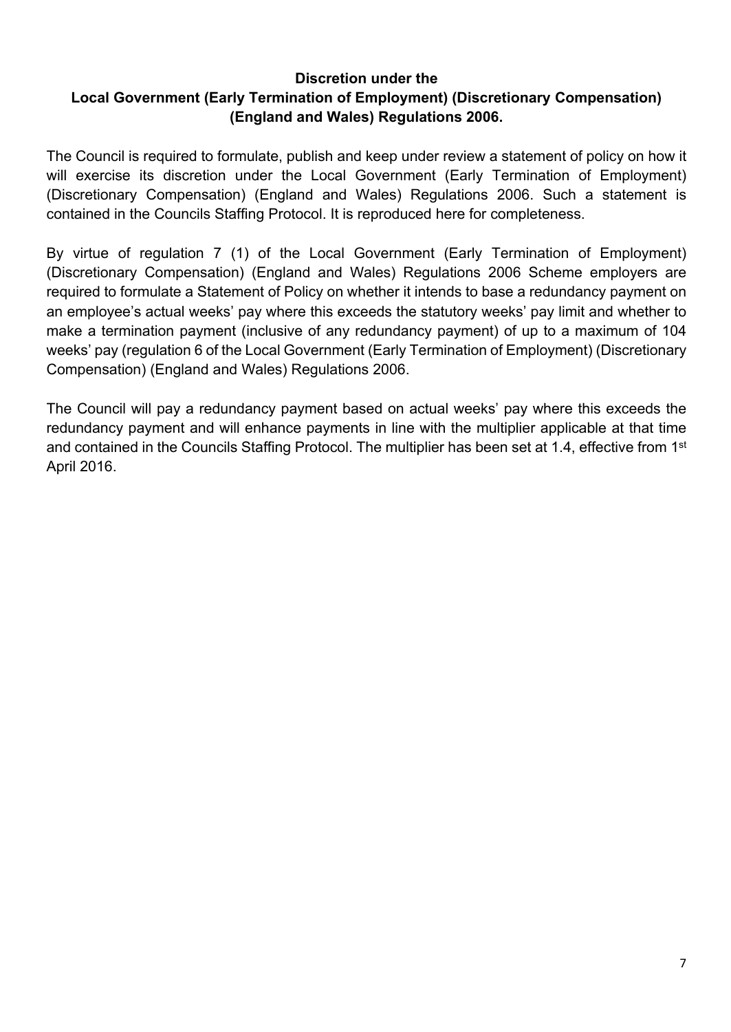**Discretion under the**
**Local Government (Early Termination of Employment) (Discretionary Compensation) (England and Wales) Regulations 2006.**

The Council is required to formulate, publish and keep under review a statement of policy on how it will exercise its discretion under the Local Government (Early Termination of Employment) (Discretionary Compensation) (England and Wales) Regulations 2006. Such a statement is contained in the Councils Staffing Protocol. It is reproduced here for completeness.

By virtue of regulation 7 (1) of the Local Government (Early Termination of Employment) (Discretionary Compensation) (England and Wales) Regulations 2006 Scheme employers are required to formulate a Statement of Policy on whether it intends to base a redundancy payment on an employee's actual weeks' pay where this exceeds the statutory weeks' pay limit and whether to make a termination payment (inclusive of any redundancy payment) of up to a maximum of 104 weeks' pay (regulation 6 of the Local Government (Early Termination of Employment) (Discretionary Compensation) (England and Wales) Regulations 2006.

The Council will pay a redundancy payment based on actual weeks' pay where this exceeds the redundancy payment and will enhance payments in line with the multiplier applicable at that time and contained in the Councils Staffing Protocol. The multiplier has been set at 1.4, effective from 1st April 2016.